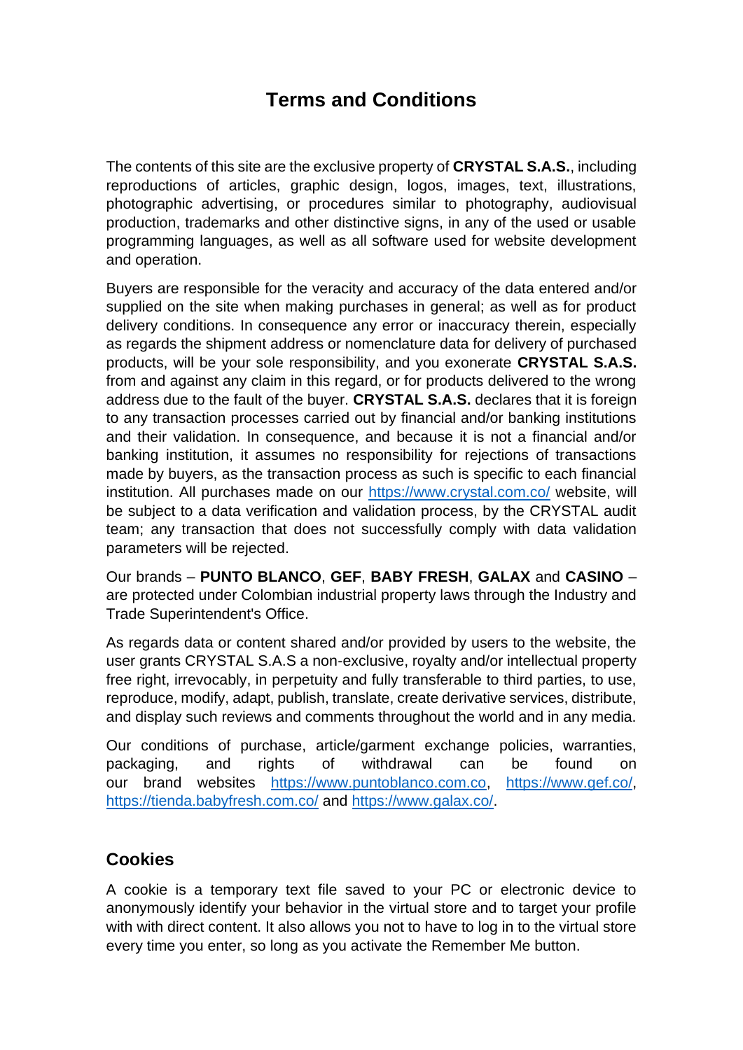# Terms and Conditions

The contents of this site are the exclusive property of **CRYSTAL S.A.S.**, including reproductions of articles, graphic design, logos, images, text, illustrations, photographic advertising, or procedures similar to photography, audiovisual production, trademarks and other distinctive signs, in any of the used or usable programming languages, as well as all software used for website development and operation.

Buyers are responsible for the veracity and accuracy of the data entered and/or supplied on the site when making purchases in general; as well as for product delivery conditions. In consequence any error or inaccuracy therein, especially as regards the shipment address or nomenclature data for delivery of purchased products, will be your sole responsibility, and you exonerate **CRYSTAL S.A.S.** from and against any claim in this regard, or for products delivered to the wrong address due to the fault of the buyer. **CRYSTAL S.A.S.** declares that it is foreign to any transaction processes carried out by financial and/or banking institutions and their validation. In consequence, and because it is not a financial and/or banking institution, it assumes no responsibility for rejections of transactions made by buyers, as the transaction process as such is specific to each financial institution. All purchases made on our https://www.crystal.com.co/ website, will be subject to a data verification and validation process, by the CRYSTAL audit team; any transaction that does not successfully comply with data validation parameters will be rejected.

Our brands – **PUNTO BLANCO**, **GEF**, **BABY FRESH**, **GALAX** and **CASINO** – are protected under Colombian industrial property laws through the Industry and Trade Superintendent's Office.

As regards data or content shared and/or provided by users to the website, the user grants CRYSTAL S.A.S a non-exclusive, royalty and/or intellectual property free right, irrevocably, in perpetuity and fully transferable to third parties, to use, reproduce, modify, adapt, publish, translate, create derivative services, distribute, and display such reviews and comments throughout the world and in any media.

Our conditions of purchase, article/garment exchange policies, warranties, packaging, and rights of withdrawal can be found on our brand websites https://www.puntoblanco.com.co, https://www.gef.co/, https://tienda.babyfresh.com.co/ and https://www.galax.co/.

## Cookies

A cookie is a temporary text file saved to your PC or electronic device to anonymously identify your behavior in the virtual store and to target your profile with with direct content. It also allows you not to have to log in to the virtual store every time you enter, so long as you activate the Remember Me button.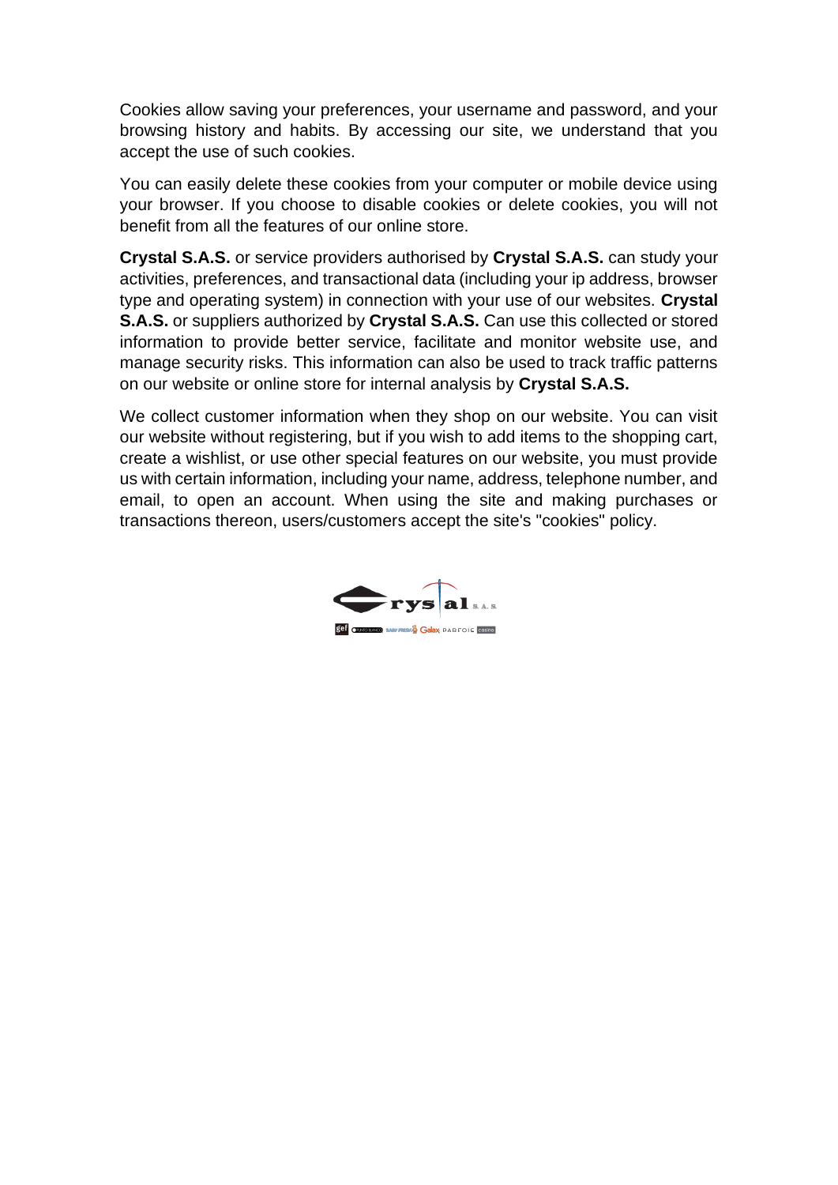Cookies allow saving your preferences, your username and password, and your browsing history and habits. By accessing our site, we understand that you accept the use of such cookies.

You can easily delete these cookies from your computer or mobile device using your browser. If you choose to disable cookies or delete cookies, you will not benefit from all the features of our online store.

**Crystal S.A.S.** or service providers authorised by **Crystal S.A.S.** can study your activities, preferences, and transactional data (including your ip address, browser type and operating system) in connection with your use of our websites. **Crystal S.A.S.** or suppliers authorized by **Crystal S.A.S.** Can use this collected or stored information to provide better service, facilitate and monitor website use, and manage security risks. This information can also be used to track traffic patterns on our website or online store for internal analysis by **Crystal S.A.S.**

We collect customer information when they shop on our website. You can visit our website without registering, but if you wish to add items to the shopping cart, create a wishlist, or use other special features on our website, you must provide us with certain information, including your name, address, telephone number, and email, to open an account. When using the site and making purchases or transactions thereon, users/customers accept the site's "cookies" policy.